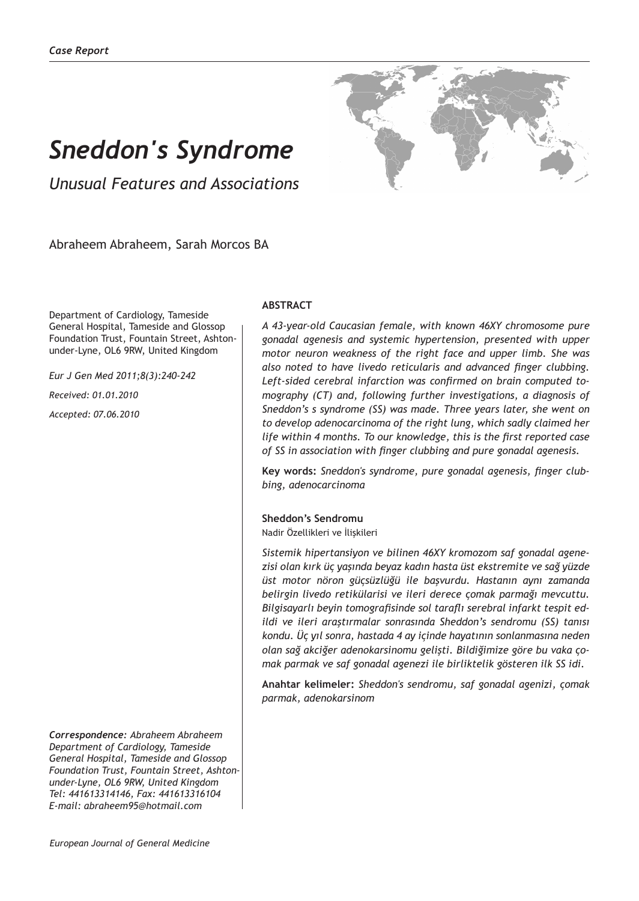*Case Report*

# *Sneddon's Syndrome*

## *Unusual Features and Associations*

Abraheem Abraheem, Sarah Morcos BA

Department of Cardiology, Tameside General Hospital, Tameside and Glossop Foundation Trust, Fountain Street, Ashton-under-Lyne, OL6 9RW, United Kingdom

*Eur J Gen Med 2011;8(3):240-242*

*Received: 01.01.2010*

*Accepted: 07.06.2010*

**ABSTRACT**

*A 43-year-old Caucasian female, with known 46XY chromosome pure gonadal agenesis and systemic hypertension, presented with upper motor neuron weakness of the right face and upper limb. She was also noted to have livedo reticularis and advanced finger clubbing. Left-sided cerebral infarction was confirmed on brain computed tomography (CT) and, following further investigations, a diagnosis of Sneddon's s syndrome (SS) was made. Three years later, she went on to develop adenocarcinoma of the right lung, which sadly claimed her life within 4 months. To our knowledge, this is the first reported case of SS in association with finger clubbing and pure gonadal agenesis.*

**Key words:** *Sneddon's syndrome, pure gonadal agenesis, finger clubbing, adenocarcinoma*

**Sheddon's Sendromu**

Nadir Özellikleri ve İlişkileri

*Sistemik hipertansiyon ve bilinen 46XY kromozom saf gonadal agenezisi olan kırk üç yaşında beyaz kadın hasta üst ekstremite ve sağ yüzde üst motor nöron güçsüzlüğü ile başvurdu. Hastanın aynı zamanda belirgin livedo retikülarisi ve ileri derece çomak parmağı mevcuttu. Bilgisayarlı beyin tomografisinde sol taraflı serebral infarkt tespit edildi ve ileri araştırmalar sonrasında Sheddon's sendromu (SS) tanısı kondu. Üç yıl sonra, hastada 4 ay içinde hayatının sonlanmasına neden olan sağ akciğer adenokarsinomu gelişti. Bildiğimize göre bu vaka çomak parmak ve saf gonadal agenezi ile birliktelik gösteren ilk SS idi.*

**Anahtar kelimeler:** *Sheddon's sendromu, saf gonadal agenizi, çomak parmak, adenokarsinom*

***Correspondence:*** *Abraheem Abraheem Department of Cardiology, Tameside General Hospital, Tameside and Glossop Foundation Trust, Fountain Street, Ashton-under-Lyne, OL6 9RW, United Kingdom Tel: 441613314146, Fax: 441613316104 E-mail: abraheem95@hotmail.com*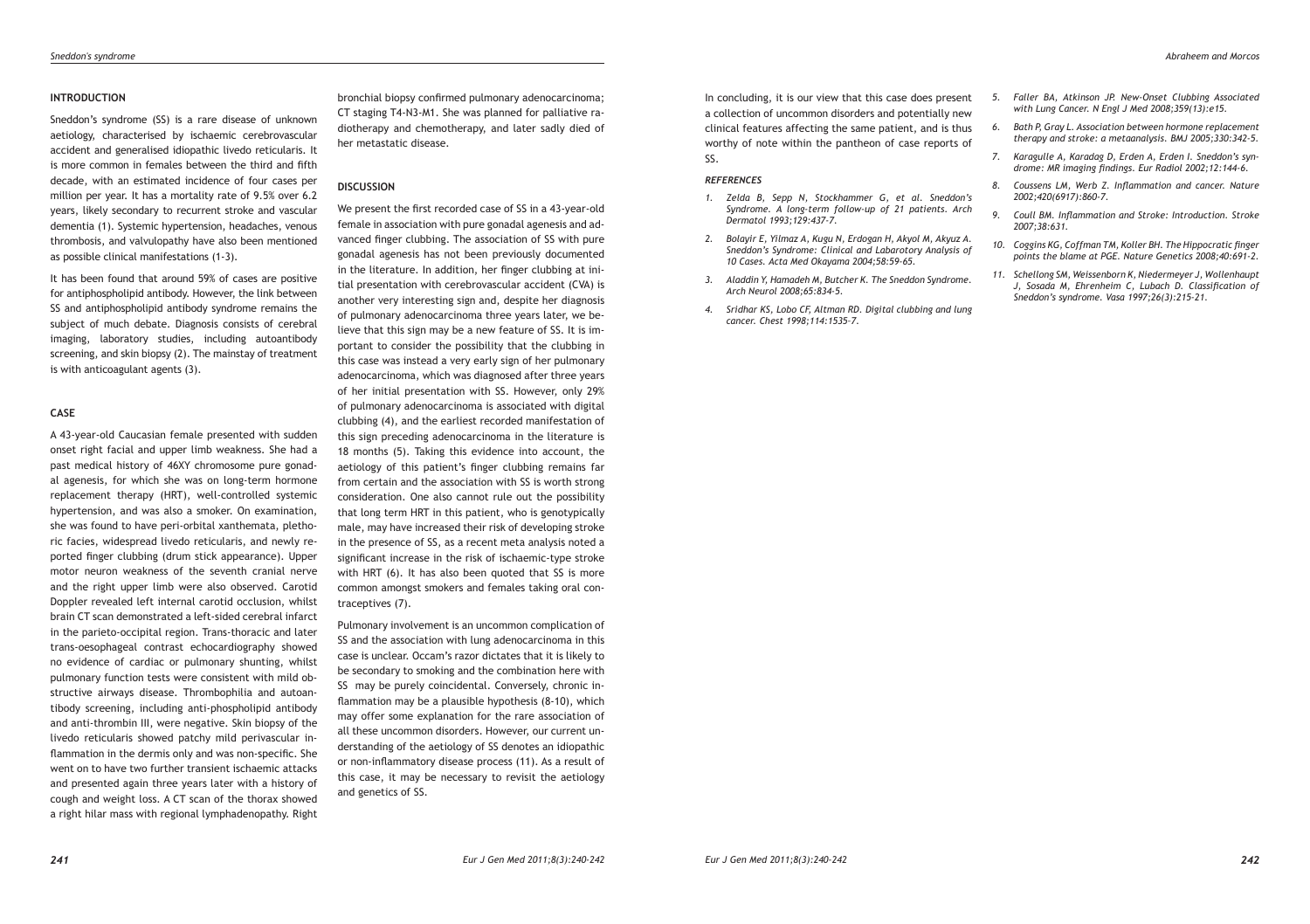## INTRODUCTION

Sneddon's syndrome (SS) is a rare disease of unknown aetiology, characterised by ischaemic cerebrovascular accident and generalised idiopathic livedo reticularis. It is more common in females between the third and fifth decade, with an estimated incidence of four cases per million per year. It has a mortality rate of 9.5% over 6.2 years, likely secondary to recurrent stroke and vascular dementia (1). Systemic hypertension, headaches, venous thrombosis, and valvulopathy have also been mentioned as possible clinical manifestations (1-3).

It has been found that around 59% of cases are positive for antiphospholipid antibody. However, the link between SS and antiphospholipid antibody syndrome remains the subject of much debate. Diagnosis consists of cerebral imaging, laboratory studies, including autoantibody screening, and skin biopsy (2). The mainstay of treatment is with anticoagulant agents (3).

## CASE

A 43-year-old Caucasian female presented with sudden onset right facial and upper limb weakness. She had a past medical history of 46XY chromosome pure gonadal agenesis, for which she was on long-term hormone replacement therapy (HRT), well-controlled systemic hypertension, and was also a smoker. On examination, she was found to have peri-orbital xanthemata, plethoric facies, widespread livedo reticularis, and newly reported finger clubbing (drum stick appearance). Upper motor neuron weakness of the seventh cranial nerve and the right upper limb were also observed. Carotid Doppler revealed left internal carotid occlusion, whilst brain CT scan demonstrated a left-sided cerebral infarct in the parieto-occipital region. Trans-thoracic and later trans-oesophageal contrast echocardiography showed no evidence of cardiac or pulmonary shunting, whilst pulmonary function tests were consistent with mild obstructive airways disease. Thrombophilia and autoantibody screening, including anti-phospholipid antibody and anti-thrombin III, were negative. Skin biopsy of the livedo reticularis showed patchy mild perivascular inflammation in the dermis only and was non-specific. She went on to have two further transient ischaemic attacks and presented again three years later with a history of cough and weight loss. A CT scan of the thorax showed a right hilar mass with regional lymphadenopathy. Right bronchial biopsy confirmed pulmonary adenocarcinoma; CT staging T4-N3-M1. She was planned for palliative radiotherapy and chemotherapy, and later sadly died of her metastatic disease.

## DISCUSSION

We present the first recorded case of SS in a 43-year-old female in association with pure gonadal agenesis and advanced finger clubbing. The association of SS with pure gonadal agenesis has not been previously documented in the literature. In addition, her finger clubbing at initial presentation with cerebrovascular accident (CVA) is another very interesting sign and, despite her diagnosis of pulmonary adenocarcinoma three years later, we believe that this sign may be a new feature of SS. It is important to consider the possibility that the clubbing in this case was instead a very early sign of her pulmonary adenocarcinoma, which was diagnosed after three years of her initial presentation with SS. However, only 29% of pulmonary adenocarcinoma is associated with digital clubbing (4), and the earliest recorded manifestation of this sign preceding adenocarcinoma in the literature is 18 months (5). Taking this evidence into account, the aetiology of this patient's finger clubbing remains far from certain and the association with SS is worth strong consideration. One also cannot rule out the possibility that long term HRT in this patient, who is genotypically male, may have increased their risk of developing stroke in the presence of SS, as a recent meta analysis noted a significant increase in the risk of ischaemic-type stroke with HRT (6). It has also been quoted that SS is more common amongst smokers and females taking oral contraceptives (7).

Pulmonary involvement is an uncommon complication of SS and the association with lung adenocarcinoma in this case is unclear. Occam's razor dictates that it is likely to be secondary to smoking and the combination here with SS may be purely coincidental. Conversely, chronic inflammation may be a plausible hypothesis (8-10), which may offer some explanation for the rare association of all these uncommon disorders. However, our current understanding of the aetiology of SS denotes an idiopathic or non-inflammatory disease process (11). As a result of this case, it may be necessary to revisit the aetiology and genetics of SS.

In concluding, it is our view that this case does present a collection of uncommon disorders and potentially new clinical features affecting the same patient, and is thus worthy of note within the pantheon of case reports of SS.

### *REFERENCES*

1. *Zelda B, Sepp N, Stockhammer G, et al. Sneddon's Syndrome. A long-term follow-up of 21 patients. Arch Dermatol 1993;129:437-7.*
2. *Bolayir E, Yilmaz A, Kugu N, Erdogan H, Akyol M, Akyuz A. Sneddon's Syndrome: Clinical and Labarotory Analysis of 10 Cases. Acta Med Okayama 2004;58:59-65.*
3. *Aladdin Y, Hamadeh M, Butcher K. The Sneddon Syndrome. Arch Neurol 2008;65:834-5.*
4. *Sridhar KS, Lobo CF, Altman RD. Digital clubbing and lung cancer. Chest 1998;114:1535-7.*
5. *Faller BA, Atkinson JP. New-Onset Clubbing Associated with Lung Cancer. N Engl J Med 2008;359(13):e15.*
6. *Bath P, Gray L. Association between hormone replacement therapy and stroke: a metaanalysis. BMJ 2005;330:342-5.*
7. *Karagulle A, Karadag D, Erden A, Erden I. Sneddon's syndrome: MR imaging findings. Eur Radiol 2002;12:144-6.*
8. *Coussens LM, Werb Z. Inflammation and cancer. Nature 2002;420(6917):860-7.*
9. *Coull BM. Inflammation and Stroke: Introduction. Stroke 2007;38:631.*
10. *Coggins KG, Coffman TM, Koller BH. The Hippocratic finger points the blame at PGE. Nature Genetics 2008;40:691-2.*
11. *Schellong SM, Weissenborn K, Niedermeyer J, Wollenhaupt J, Sosada M, Ehrenheim C, Lubach D. Classification of Sneddon's syndrome. Vasa 1997;26(3):215-21.*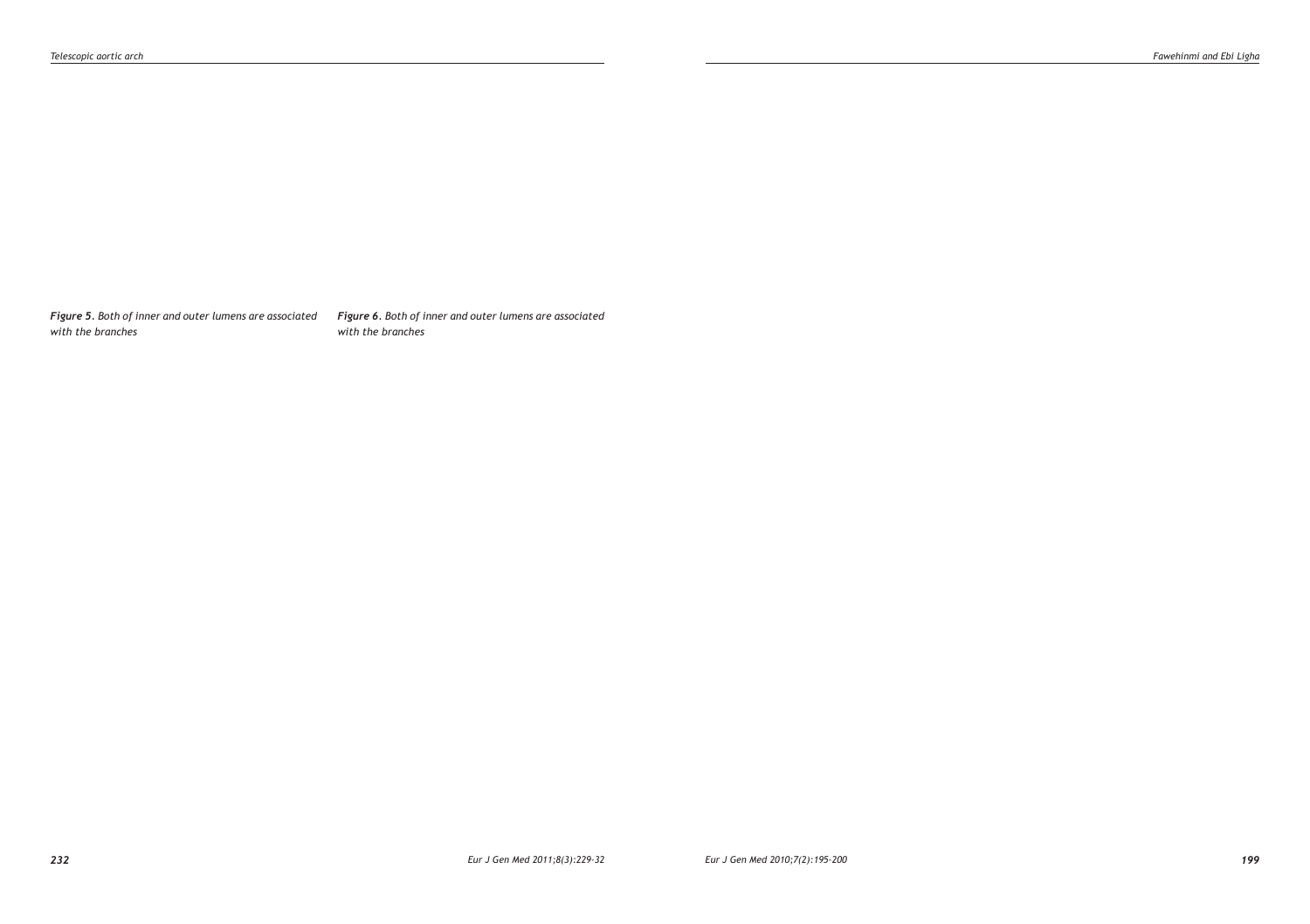*Figure 5. Both of inner and outer lumens are associated with the branches*

*Figure 6. Both of inner and outer lumens are associated with the branches*